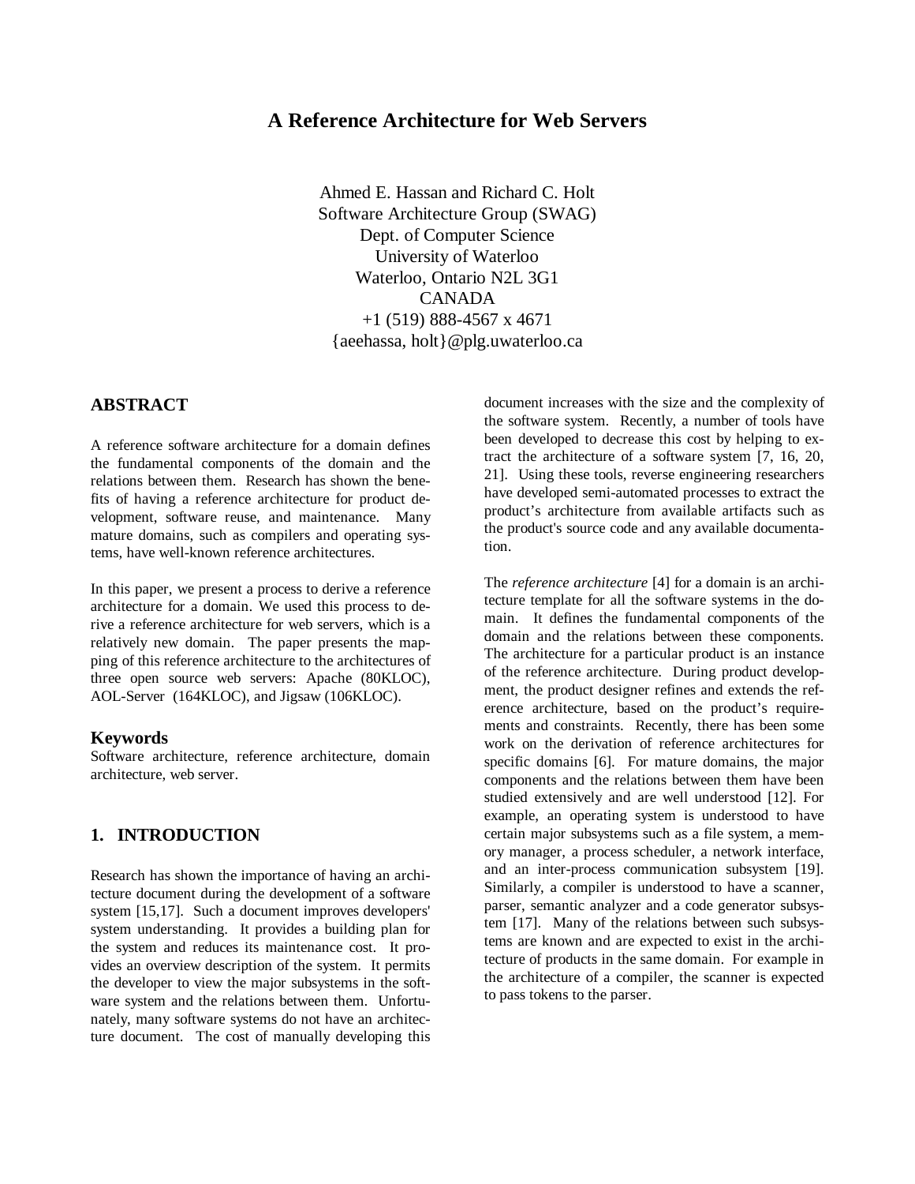# A Reference Architecture for Web Servers

Ahmed E. Hassan and Richard C. Holt
Software Architecture Group (SWAG)
Dept. of Computer Science
University of Waterloo
Waterloo, Ontario N2L 3G1
CANADA
+1 (519) 888-4567 x 4671
{aeehassa, holt}@plg.uwaterloo.ca

## ABSTRACT

A reference software architecture for a domain defines the fundamental components of the domain and the relations between them. Research has shown the benefits of having a reference architecture for product development, software reuse, and maintenance. Many mature domains, such as compilers and operating systems, have well-known reference architectures.

In this paper, we present a process to derive a reference architecture for a domain. We used this process to derive a reference architecture for web servers, which is a relatively new domain. The paper presents the mapping of this reference architecture to the architectures of three open source web servers: Apache (80KLOC), AOL-Server (164KLOC), and Jigsaw (106KLOC).

### Keywords

Software architecture, reference architecture, domain architecture, web server.

## 1. INTRODUCTION

Research has shown the importance of having an architecture document during the development of a software system [15,17]. Such a document improves developers' system understanding. It provides a building plan for the system and reduces its maintenance cost. It provides an overview description of the system. It permits the developer to view the major subsystems in the software system and the relations between them. Unfortunately, many software systems do not have an architecture document. The cost of manually developing this document increases with the size and the complexity of the software system. Recently, a number of tools have been developed to decrease this cost by helping to extract the architecture of a software system [7, 16, 20, 21]. Using these tools, reverse engineering researchers have developed semi-automated processes to extract the product's architecture from available artifacts such as the product's source code and any available documentation.

The *reference architecture* [4] for a domain is an architecture template for all the software systems in the domain. It defines the fundamental components of the domain and the relations between these components. The architecture for a particular product is an instance of the reference architecture. During product development, the product designer refines and extends the reference architecture, based on the product's requirements and constraints. Recently, there has been some work on the derivation of reference architectures for specific domains [6]. For mature domains, the major components and the relations between them have been studied extensively and are well understood [12]. For example, an operating system is understood to have certain major subsystems such as a file system, a memory manager, a process scheduler, a network interface, and an inter-process communication subsystem [19]. Similarly, a compiler is understood to have a scanner, parser, semantic analyzer and a code generator subsystem [17]. Many of the relations between such subsystems are known and are expected to exist in the architecture of products in the same domain. For example in the architecture of a compiler, the scanner is expected to pass tokens to the parser.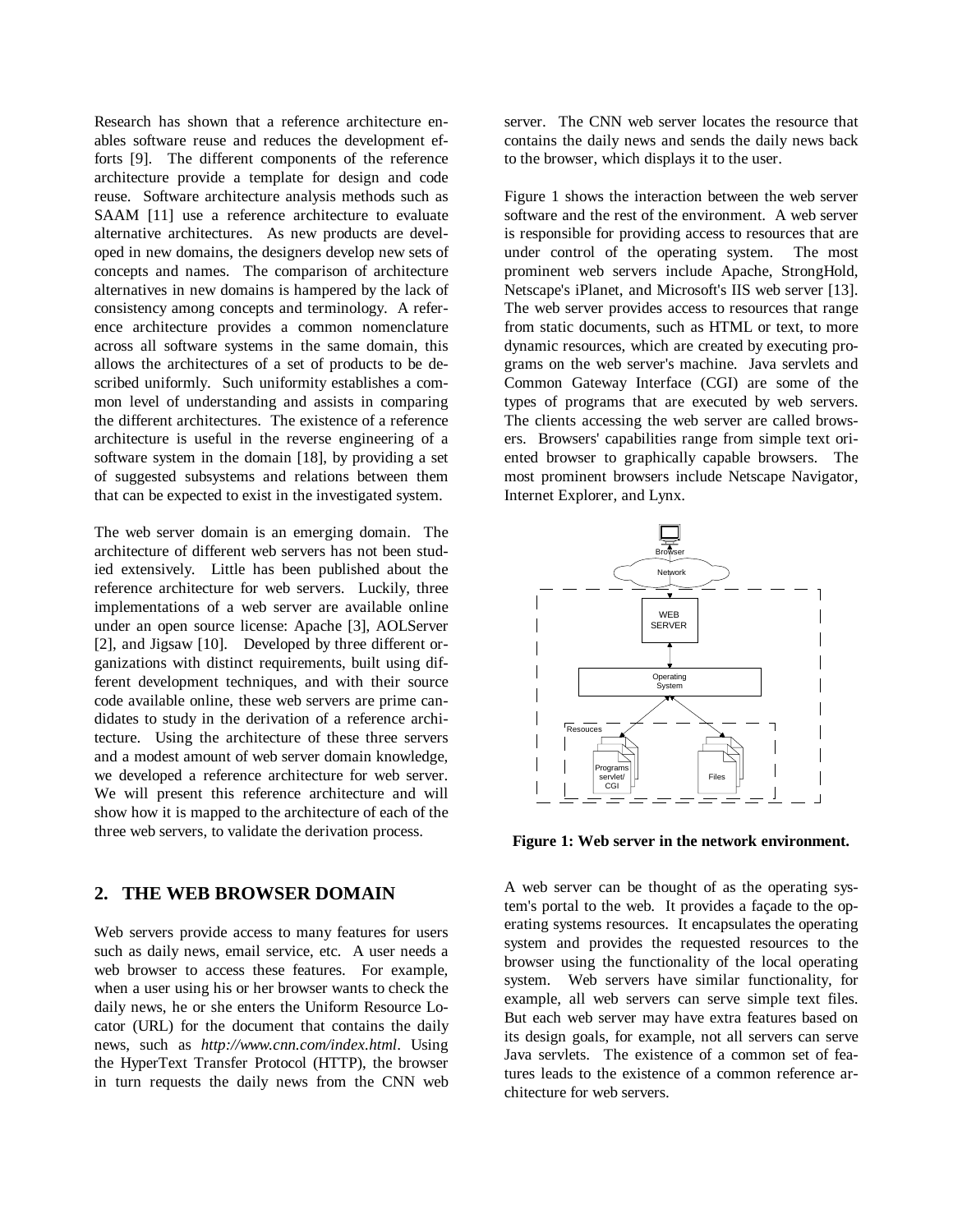Research has shown that a reference architecture enables software reuse and reduces the development efforts [9]. The different components of the reference architecture provide a template for design and code reuse. Software architecture analysis methods such as SAAM [11] use a reference architecture to evaluate alternative architectures. As new products are developed in new domains, the designers develop new sets of concepts and names. The comparison of architecture alternatives in new domains is hampered by the lack of consistency among concepts and terminology. A reference architecture provides a common nomenclature across all software systems in the same domain, this allows the architectures of a set of products to be described uniformly. Such uniformity establishes a common level of understanding and assists in comparing the different architectures. The existence of a reference architecture is useful in the reverse engineering of a software system in the domain [18], by providing a set of suggested subsystems and relations between them that can be expected to exist in the investigated system.

The web server domain is an emerging domain. The architecture of different web servers has not been studied extensively. Little has been published about the reference architecture for web servers. Luckily, three implementations of a web server are available online under an open source license: Apache [3], AOLServer [2], and Jigsaw [10]. Developed by three different organizations with distinct requirements, built using different development techniques, and with their source code available online, these web servers are prime candidates to study in the derivation of a reference architecture. Using the architecture of these three servers and a modest amount of web server domain knowledge, we developed a reference architecture for web server. We will present this reference architecture and will show how it is mapped to the architecture of each of the three web servers, to validate the derivation process.

## 2. THE WEB BROWSER DOMAIN

Web servers provide access to many features for users such as daily news, email service, etc. A user needs a web browser to access these features. For example, when a user using his or her browser wants to check the daily news, he or she enters the Uniform Resource Locator (URL) for the document that contains the daily news, such as *http://www.cnn.com/index.html*. Using the HyperText Transfer Protocol (HTTP), the browser in turn requests the daily news from the CNN web server. The CNN web server locates the resource that contains the daily news and sends the daily news back to the browser, which displays it to the user.

Figure 1 shows the interaction between the web server software and the rest of the environment. A web server is responsible for providing access to resources that are under control of the operating system. The most prominent web servers include Apache, StrongHold, Netscape's iPlanet, and Microsoft's IIS web server [13]. The web server provides access to resources that range from static documents, such as HTML or text, to more dynamic resources, which are created by executing programs on the web server's machine. Java servlets and Common Gateway Interface (CGI) are some of the types of programs that are executed by web servers. The clients accessing the web server are called browsers. Browsers' capabilities range from simple text oriented browser to graphically capable browsers. The most prominent browsers include Netscape Navigator, Internet Explorer, and Lynx.

Browser
Network
WEB SERVER
Operating System
Resouces
Programs servlet/ CGI
Files

**Figure 1: Web server in the network environment.**

A web server can be thought of as the operating system's portal to the web. It provides a façade to the operating systems resources. It encapsulates the operating system and provides the requested resources to the browser using the functionality of the local operating system. Web servers have similar functionality, for example, all web servers can serve simple text files. But each web server may have extra features based on its design goals, for example, not all servers can serve Java servlets. The existence of a common set of features leads to the existence of a common reference architecture for web servers.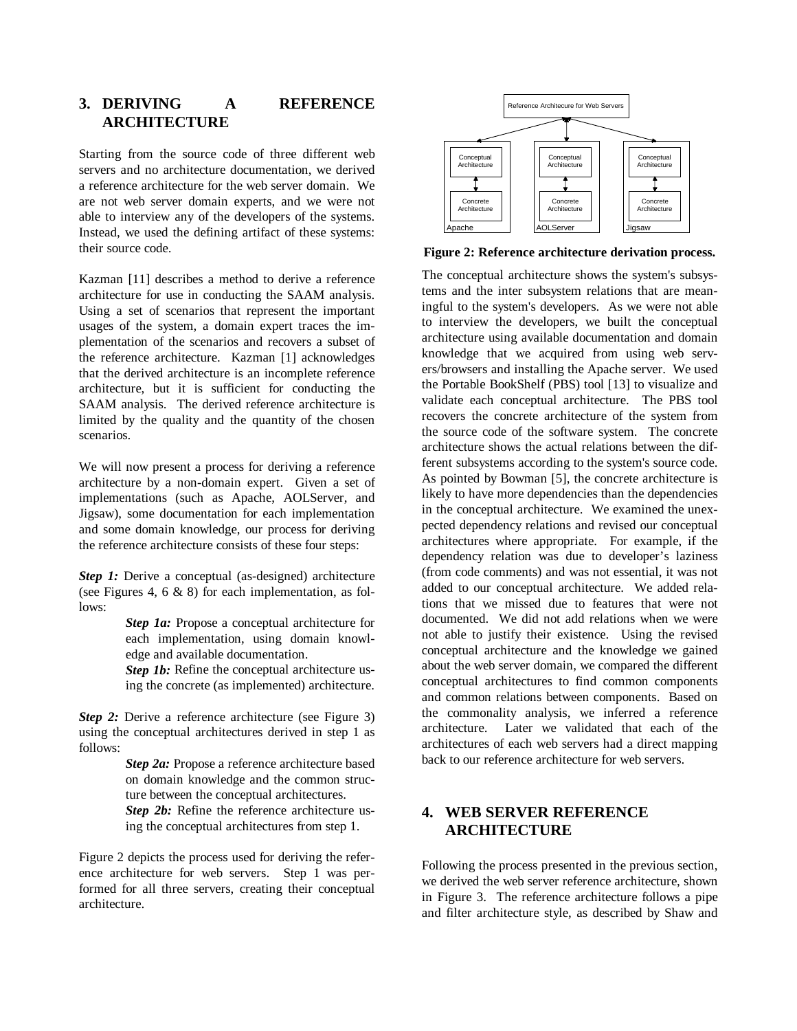## 3. DERIVING A REFERENCE ARCHITECTURE

Starting from the source code of three different web servers and no architecture documentation, we derived a reference architecture for the web server domain. We are not web server domain experts, and we were not able to interview any of the developers of the systems. Instead, we used the defining artifact of these systems: their source code.

Kazman [11] describes a method to derive a reference architecture for use in conducting the SAAM analysis. Using a set of scenarios that represent the important usages of the system, a domain expert traces the implementation of the scenarios and recovers a subset of the reference architecture. Kazman [1] acknowledges that the derived architecture is an incomplete reference architecture, but it is sufficient for conducting the SAAM analysis. The derived reference architecture is limited by the quality and the quantity of the chosen scenarios.

We will now present a process for deriving a reference architecture by a non-domain expert. Given a set of implementations (such as Apache, AOLServer, and Jigsaw), some documentation for each implementation and some domain knowledge, our process for deriving the reference architecture consists of these four steps:

***Step 1:*** Derive a conceptual (as-designed) architecture (see Figures 4, 6 & 8) for each implementation, as follows:

> ***Step 1a:*** Propose a conceptual architecture for each implementation, using domain knowledge and available documentation.
>
> ***Step 1b:*** Refine the conceptual architecture using the concrete (as implemented) architecture.

***Step 2:*** Derive a reference architecture (see Figure 3) using the conceptual architectures derived in step 1 as follows:

> ***Step 2a:*** Propose a reference architecture based on domain knowledge and the common structure between the conceptual architectures.
>
> ***Step 2b:*** Refine the reference architecture using the conceptual architectures from step 1.

Figure 2 depicts the process used for deriving the reference architecture for web servers. Step 1 was performed for all three servers, creating their conceptual architecture.

**Figure 2: Reference architecture derivation process.**

The conceptual architecture shows the system's subsystems and the inter subsystem relations that are meaningful to the system's developers. As we were not able to interview the developers, we built the conceptual architecture using available documentation and domain knowledge that we acquired from using web servers/browsers and installing the Apache server. We used the Portable BookShelf (PBS) tool [13] to visualize and validate each conceptual architecture. The PBS tool recovers the concrete architecture of the system from the source code of the software system. The concrete architecture shows the actual relations between the different subsystems according to the system's source code. As pointed by Bowman [5], the concrete architecture is likely to have more dependencies than the dependencies in the conceptual architecture. We examined the unexpected dependency relations and revised our conceptual architectures where appropriate. For example, if the dependency relation was due to developer's laziness (from code comments) and was not essential, it was not added to our conceptual architecture. We added relations that we missed due to features that were not documented. We did not add relations when we were not able to justify their existence. Using the revised conceptual architecture and the knowledge we gained about the web server domain, we compared the different conceptual architectures to find common components and common relations between components. Based on the commonality analysis, we inferred a reference architecture. Later we validated that each of the architectures of each web servers had a direct mapping back to our reference architecture for web servers.

## 4. WEB SERVER REFERENCE ARCHITECTURE

Following the process presented in the previous section, we derived the web server reference architecture, shown in Figure 3. The reference architecture follows a pipe and filter architecture style, as described by Shaw and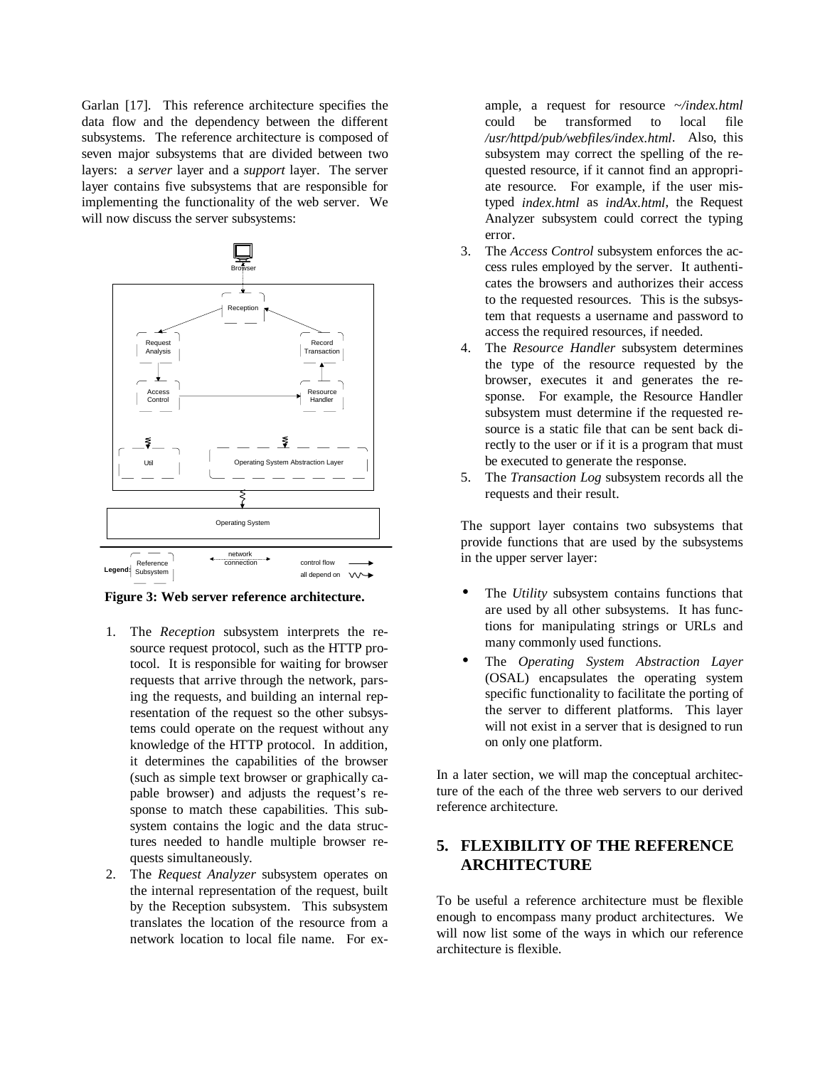Garlan [17]. This reference architecture specifies the data flow and the dependency between the different subsystems. The reference architecture is composed of seven major subsystems that are divided between two layers: a *server* layer and a *support* layer. The server layer contains five subsystems that are responsible for implementing the functionality of the web server. We will now discuss the server subsystems:

**Figure 3: Web server reference architecture.**

1. The *Reception* subsystem interprets the resource request protocol, such as the HTTP protocol. It is responsible for waiting for browser requests that arrive through the network, parsing the requests, and building an internal representation of the request so the other subsystems could operate on the request without any knowledge of the HTTP protocol. In addition, it determines the capabilities of the browser (such as simple text browser or graphically capable browser) and adjusts the request's response to match these capabilities. This subsystem contains the logic and the data structures needed to handle multiple browser requests simultaneously.
2. The *Request Analyzer* subsystem operates on the internal representation of the request, built by the Reception subsystem. This subsystem translates the location of the resource from a network location to local file name. For example, a request for resource *~/index.html* could be transformed to local file */usr/httpd/pub/webfiles/index.html*. Also, this subsystem may correct the spelling of the requested resource, if it cannot find an appropriate resource. For example, if the user mistyped *index.html* as *indAx.html*, the Request Analyzer subsystem could correct the typing error.
3. The *Access Control* subsystem enforces the access rules employed by the server. It authenticates the browsers and authorizes their access to the requested resources. This is the subsystem that requests a username and password to access the required resources, if needed.
4. The *Resource Handler* subsystem determines the type of the resource requested by the browser, executes it and generates the response. For example, the Resource Handler subsystem must determine if the requested resource is a static file that can be sent back directly to the user or if it is a program that must be executed to generate the response.
5. The *Transaction Log* subsystem records all the requests and their result.

The support layer contains two subsystems that provide functions that are used by the subsystems in the upper server layer:

- The *Utility* subsystem contains functions that are used by all other subsystems. It has functions for manipulating strings or URLs and many commonly used functions.
- The *Operating System Abstraction Layer* (OSAL) encapsulates the operating system specific functionality to facilitate the porting of the server to different platforms. This layer will not exist in a server that is designed to run on only one platform.

In a later section, we will map the conceptual architecture of the each of the three web servers to our derived reference architecture.

## 5. FLEXIBILITY OF THE REFERENCE ARCHITECTURE

To be useful a reference architecture must be flexible enough to encompass many product architectures. We will now list some of the ways in which our reference architecture is flexible.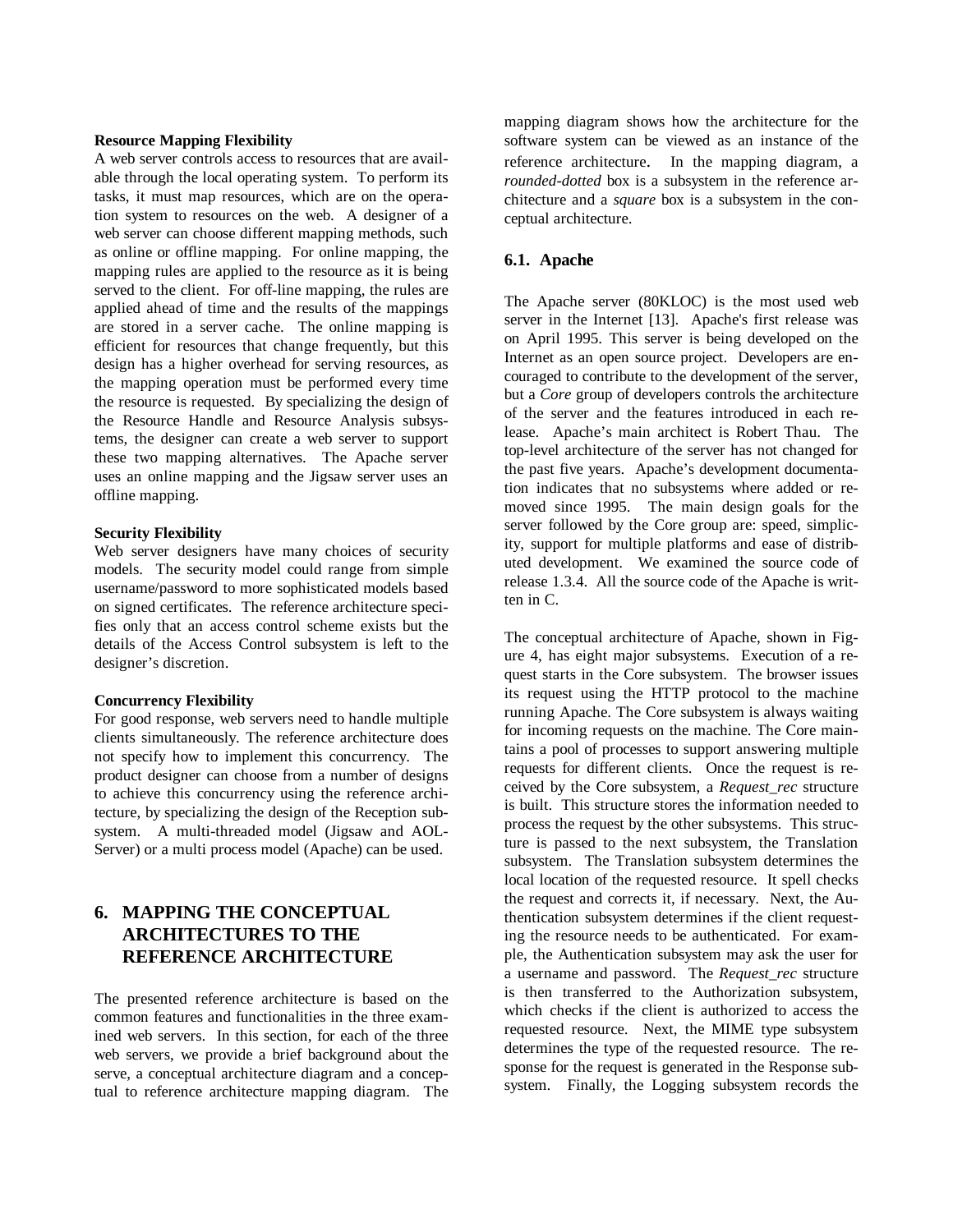**Resource Mapping Flexibility**

A web server controls access to resources that are available through the local operating system. To perform its tasks, it must map resources, which are on the operation system to resources on the web. A designer of a web server can choose different mapping methods, such as online or offline mapping. For online mapping, the mapping rules are applied to the resource as it is being served to the client. For off-line mapping, the rules are applied ahead of time and the results of the mappings are stored in a server cache. The online mapping is efficient for resources that change frequently, but this design has a higher overhead for serving resources, as the mapping operation must be performed every time the resource is requested. By specializing the design of the Resource Handle and Resource Analysis subsystems, the designer can create a web server to support these two mapping alternatives. The Apache server uses an online mapping and the Jigsaw server uses an offline mapping.

**Security Flexibility**

Web server designers have many choices of security models. The security model could range from simple username/password to more sophisticated models based on signed certificates. The reference architecture specifies only that an access control scheme exists but the details of the Access Control subsystem is left to the designer's discretion.

**Concurrency Flexibility**

For good response, web servers need to handle multiple clients simultaneously. The reference architecture does not specify how to implement this concurrency. The product designer can choose from a number of designs to achieve this concurrency using the reference architecture, by specializing the design of the Reception subsystem. A multi-threaded model (Jigsaw and AOL-Server) or a multi process model (Apache) can be used.

# 6. MAPPING THE CONCEPTUAL ARCHITECTURES TO THE REFERENCE ARCHITECTURE

The presented reference architecture is based on the common features and functionalities in the three examined web servers. In this section, for each of the three web servers, we provide a brief background about the serve, a conceptual architecture diagram and a conceptual to reference architecture mapping diagram. The mapping diagram shows how the architecture for the software system can be viewed as an instance of the reference architecture. In the mapping diagram, a *rounded-dotted* box is a subsystem in the reference architecture and a *square* box is a subsystem in the conceptual architecture.

## 6.1. Apache

The Apache server (80KLOC) is the most used web server in the Internet [13]. Apache's first release was on April 1995. This server is being developed on the Internet as an open source project. Developers are encouraged to contribute to the development of the server, but a *Core* group of developers controls the architecture of the server and the features introduced in each release. Apache's main architect is Robert Thau. The top-level architecture of the server has not changed for the past five years. Apache's development documentation indicates that no subsystems where added or removed since 1995. The main design goals for the server followed by the Core group are: speed, simplicity, support for multiple platforms and ease of distributed development. We examined the source code of release 1.3.4. All the source code of the Apache is written in C.

The conceptual architecture of Apache, shown in Figure 4, has eight major subsystems. Execution of a request starts in the Core subsystem. The browser issues its request using the HTTP protocol to the machine running Apache. The Core subsystem is always waiting for incoming requests on the machine. The Core maintains a pool of processes to support answering multiple requests for different clients. Once the request is received by the Core subsystem, a *Request_rec* structure is built. This structure stores the information needed to process the request by the other subsystems. This structure is passed to the next subsystem, the Translation subsystem. The Translation subsystem determines the local location of the requested resource. It spell checks the request and corrects it, if necessary. Next, the Authentication subsystem determines if the client requesting the resource needs to be authenticated. For example, the Authentication subsystem may ask the user for a username and password. The *Request_rec* structure is then transferred to the Authorization subsystem, which checks if the client is authorized to access the requested resource. Next, the MIME type subsystem determines the type of the requested resource. The response for the request is generated in the Response subsystem. Finally, the Logging subsystem records the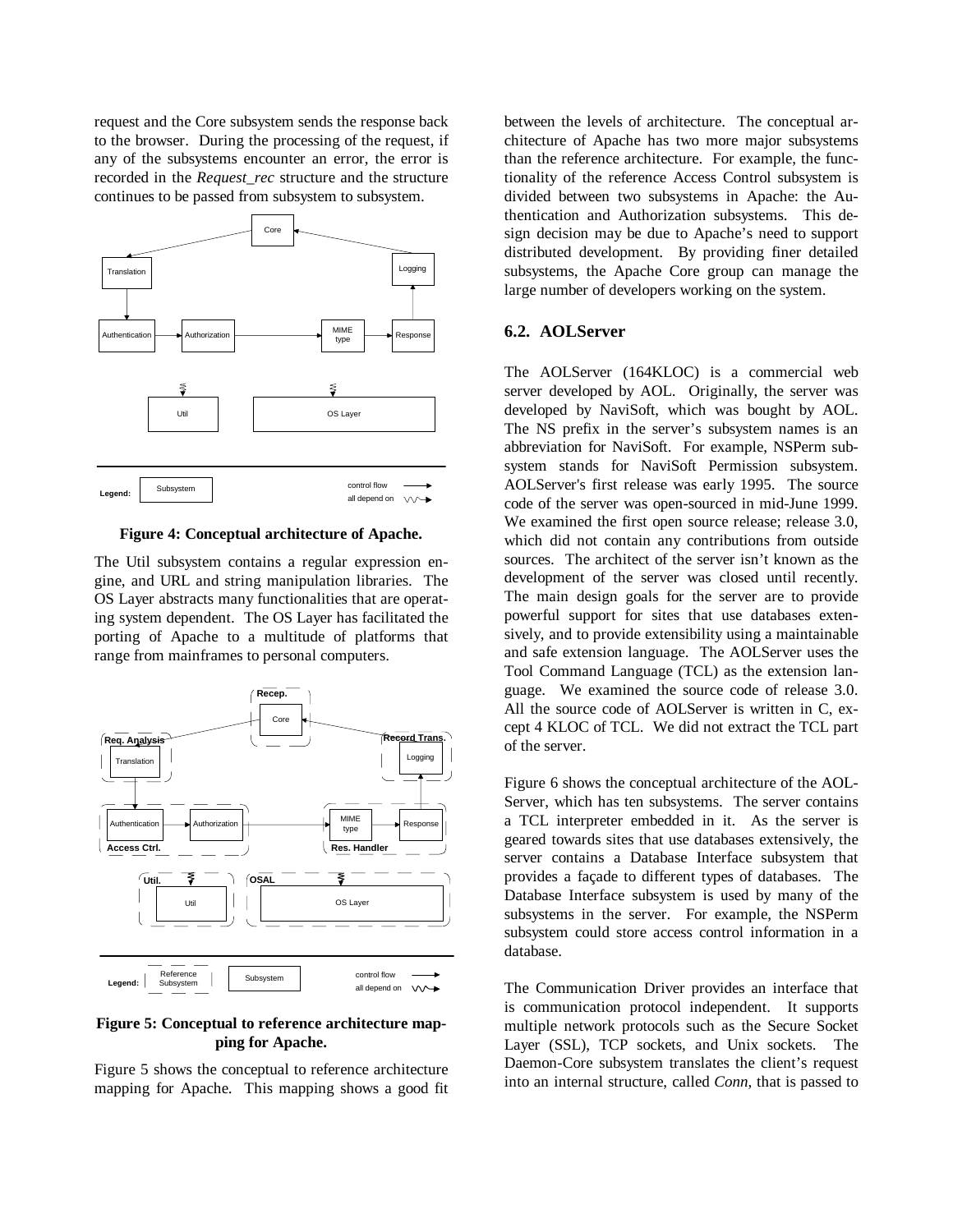request and the Core subsystem sends the response back to the browser. During the processing of the request, if any of the subsystems encounter an error, the error is recorded in the *Request_rec* structure and the structure continues to be passed from subsystem to subsystem.

**Figure 4: Conceptual architecture of Apache.**

The Util subsystem contains a regular expression engine, and URL and string manipulation libraries. The OS Layer abstracts many functionalities that are operating system dependent. The OS Layer has facilitated the porting of Apache to a multitude of platforms that range from mainframes to personal computers.

**Figure 5: Conceptual to reference architecture mapping for Apache.**

Figure 5 shows the conceptual to reference architecture mapping for Apache. This mapping shows a good fit between the levels of architecture. The conceptual architecture of Apache has two more major subsystems than the reference architecture. For example, the functionality of the reference Access Control subsystem is divided between two subsystems in Apache: the Authentication and Authorization subsystems. This design decision may be due to Apache's need to support distributed development. By providing finer detailed subsystems, the Apache Core group can manage the large number of developers working on the system.

## 6.2. AOLServer

The AOLServer (164KLOC) is a commercial web server developed by AOL. Originally, the server was developed by NaviSoft, which was bought by AOL. The NS prefix in the server's subsystem names is an abbreviation for NaviSoft. For example, NSPerm subsystem stands for NaviSoft Permission subsystem. AOLServer's first release was early 1995. The source code of the server was open-sourced in mid-June 1999. We examined the first open source release; release 3.0, which did not contain any contributions from outside sources. The architect of the server isn't known as the development of the server was closed until recently. The main design goals for the server are to provide powerful support for sites that use databases extensively, and to provide extensibility using a maintainable and safe extension language. The AOLServer uses the Tool Command Language (TCL) as the extension language. We examined the source code of release 3.0. All the source code of AOLServer is written in C, except 4 KLOC of TCL. We did not extract the TCL part of the server.

Figure 6 shows the conceptual architecture of the AOLServer, which has ten subsystems. The server contains a TCL interpreter embedded in it. As the server is geared towards sites that use databases extensively, the server contains a Database Interface subsystem that provides a façade to different types of databases. The Database Interface subsystem is used by many of the subsystems in the server. For example, the NSPerm subsystem could store access control information in a database.

The Communication Driver provides an interface that is communication protocol independent. It supports multiple network protocols such as the Secure Socket Layer (SSL), TCP sockets, and Unix sockets. The Daemon-Core subsystem translates the client's request into an internal structure, called *Conn*, that is passed to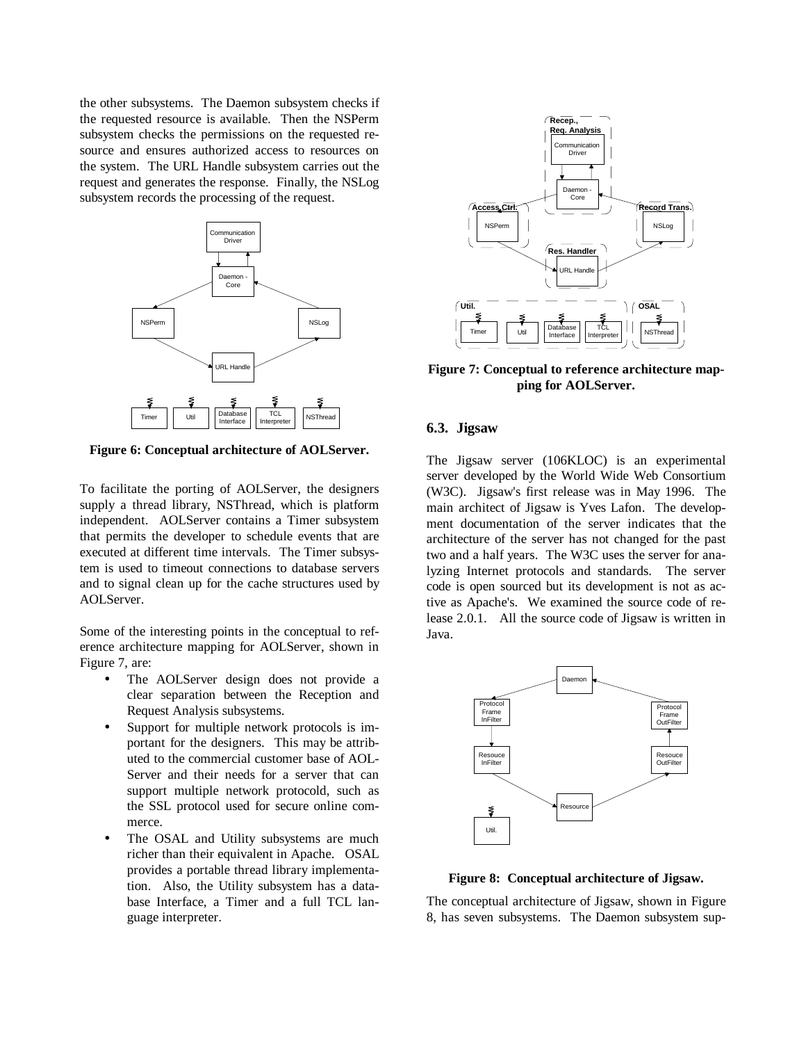the other subsystems. The Daemon subsystem checks if the requested resource is available. Then the NSPerm subsystem checks the permissions on the requested resource and ensures authorized access to resources on the system. The URL Handle subsystem carries out the request and generates the response. Finally, the NSLog subsystem records the processing of the request.

**Figure 6: Conceptual architecture of AOLServer.**

To facilitate the porting of AOLServer, the designers supply a thread library, NSThread, which is platform independent. AOLServer contains a Timer subsystem that permits the developer to schedule events that are executed at different time intervals. The Timer subsystem is used to timeout connections to database servers and to signal clean up for the cache structures used by AOLServer.

Some of the interesting points in the conceptual to reference architecture mapping for AOLServer, shown in Figure 7, are:

- The AOLServer design does not provide a clear separation between the Reception and Request Analysis subsystems.
- Support for multiple network protocols is important for the designers. This may be attributed to the commercial customer base of AOLServer and their needs for a server that can support multiple network protocold, such as the SSL protocol used for secure online commerce.
- The OSAL and Utility subsystems are much richer than their equivalent in Apache. OSAL provides a portable thread library implementation. Also, the Utility subsystem has a database Interface, a Timer and a full TCL language interpreter.

**Figure 7: Conceptual to reference architecture mapping for AOLServer.**

### 6.3. Jigsaw

The Jigsaw server (106KLOC) is an experimental server developed by the World Wide Web Consortium (W3C). Jigsaw's first release was in May 1996. The main architect of Jigsaw is Yves Lafon. The development documentation of the server indicates that the architecture of the server has not changed for the past two and a half years. The W3C uses the server for analyzing Internet protocols and standards. The server code is open sourced but its development is not as active as Apache's. We examined the source code of release 2.0.1. All the source code of Jigsaw is written in Java.

**Figure 8: Conceptual architecture of Jigsaw.**

The conceptual architecture of Jigsaw, shown in Figure 8, has seven subsystems. The Daemon subsystem sup-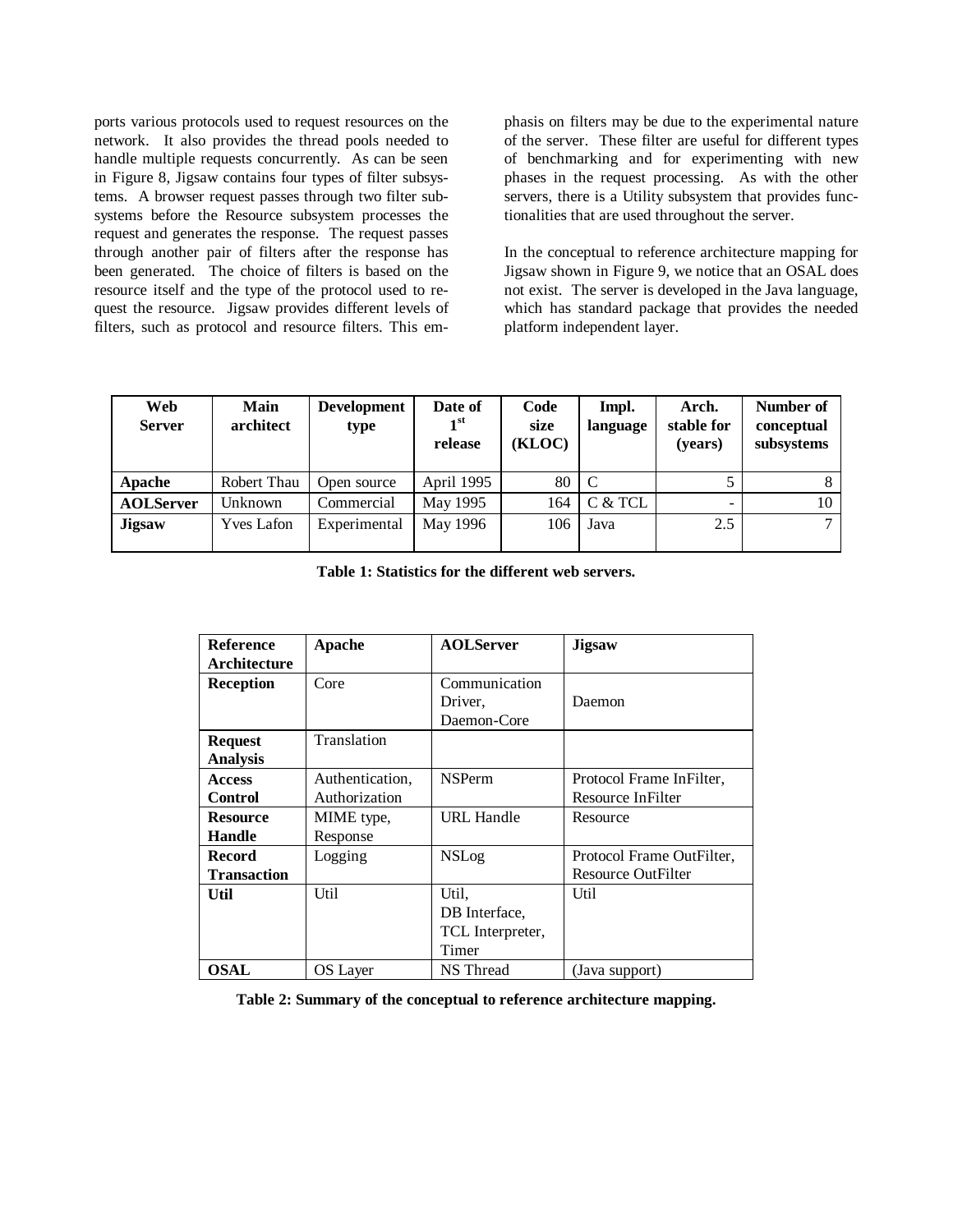ports various protocols used to request resources on the network. It also provides the thread pools needed to handle multiple requests concurrently. As can be seen in Figure 8, Jigsaw contains four types of filter subsystems. A browser request passes through two filter subsystems before the Resource subsystem processes the request and generates the response. The request passes through another pair of filters after the response has been generated. The choice of filters is based on the resource itself and the type of the protocol used to request the resource. Jigsaw provides different levels of filters, such as protocol and resource filters. This emphasis on filters may be due to the experimental nature of the server. These filter are useful for different types of benchmarking and for experimenting with new phases in the request processing. As with the other servers, there is a Utility subsystem that provides functionalities that are used throughout the server.

In the conceptual to reference architecture mapping for Jigsaw shown in Figure 9, we notice that an OSAL does not exist. The server is developed in the Java language, which has standard package that provides the needed platform independent layer.

| Web Server | Main architect | Development type | Date of 1st release | Code size (KLOC) | Impl. language | Arch. stable for (years) | Number of conceptual subsystems |
|---|---|---|---|---|---|---|---|
| **Apache** | Robert Thau | Open source | April 1995 | 80 | C | 5 | 8 |
| **AOLServer** | Unknown | Commercial | May 1995 | 164 | C & TCL | - | 10 |
| **Jigsaw** | Yves Lafon | Experimental | May 1996 | 106 | Java | 2.5 | 7 |

**Table 1: Statistics for the different web servers.**

| Reference Architecture | Apache | AOLServer | Jigsaw |
|---|---|---|---|
| **Reception** | Core | Communication Driver, Daemon-Core | Daemon |
| **Request Analysis** | Translation | | |
| **Access Control** | Authentication, Authorization | NSPerm | Protocol Frame InFilter, Resource InFilter |
| **Resource Handle** | MIME type, Response | URL Handle | Resource |
| **Record Transaction** | Logging | NSLog | Protocol Frame OutFilter, Resource OutFilter |
| **Util** | Util | Util, DB Interface, TCL Interpreter, Timer | Util |
| **OSAL** | OS Layer | NS Thread | (Java support) |

**Table 2: Summary of the conceptual to reference architecture mapping.**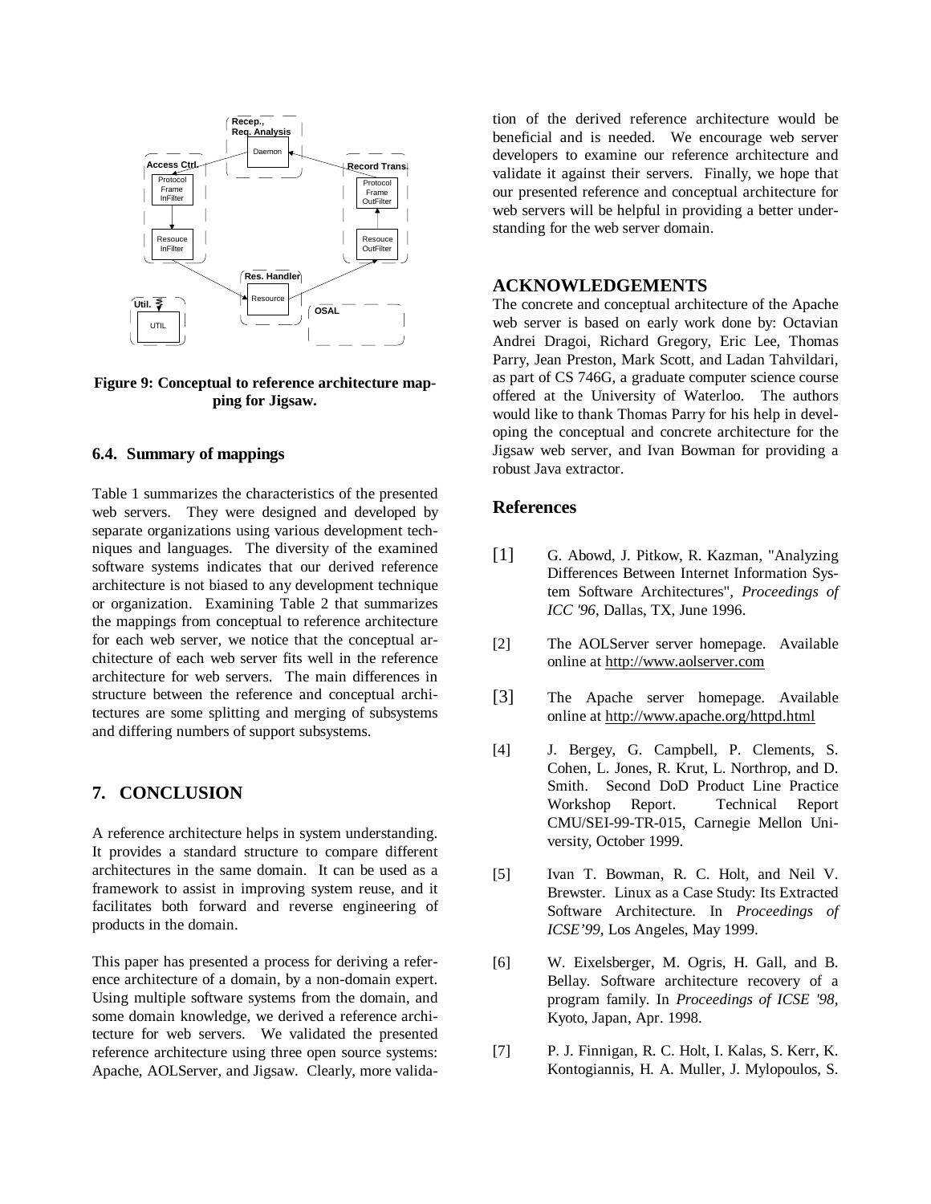Figure 9: Conceptual to reference architecture mapping for Jigsaw.

### 6.4. Summary of mappings

Table 1 summarizes the characteristics of the presented web servers. They were designed and developed by separate organizations using various development techniques and languages. The diversity of the examined software systems indicates that our derived reference architecture is not biased to any development technique or organization. Examining Table 2 that summarizes the mappings from conceptual to reference architecture for each web server, we notice that the conceptual architecture of each web server fits well in the reference architecture for web servers. The main differences in structure between the reference and conceptual architectures are some splitting and merging of subsystems and differing numbers of support subsystems.

## 7. CONCLUSION

A reference architecture helps in system understanding. It provides a standard structure to compare different architectures in the same domain. It can be used as a framework to assist in improving system reuse, and it facilitates both forward and reverse engineering of products in the domain.

This paper has presented a process for deriving a reference architecture of a domain, by a non-domain expert. Using multiple software systems from the domain, and some domain knowledge, we derived a reference architecture for web servers. We validated the presented reference architecture using three open source systems: Apache, AOLServer, and Jigsaw. Clearly, more validation of the derived reference architecture would be beneficial and is needed. We encourage web server developers to examine our reference architecture and validate it against their servers. Finally, we hope that our presented reference and conceptual architecture for web servers will be helpful in providing a better understanding for the web server domain.

## ACKNOWLEDGEMENTS

The concrete and conceptual architecture of the Apache web server is based on early work done by: Octavian Andrei Dragoi, Richard Gregory, Eric Lee, Thomas Parry, Jean Preston, Mark Scott, and Ladan Tahvildari, as part of CS 746G, a graduate computer science course offered at the University of Waterloo. The authors would like to thank Thomas Parry for his help in developing the conceptual and concrete architecture for the Jigsaw web server, and Ivan Bowman for providing a robust Java extractor.

## References

[1] G. Abowd, J. Pitkow, R. Kazman, "Analyzing Differences Between Internet Information System Software Architectures", *Proceedings of ICC '96*, Dallas, TX, June 1996.

[2] The AOLServer server homepage. Available online at http://www.aolserver.com

[3] The Apache server homepage. Available online at http://www.apache.org/httpd.html

[4] J. Bergey, G. Campbell, P. Clements, S. Cohen, L. Jones, R. Krut, L. Northrop, and D. Smith. Second DoD Product Line Practice Workshop Report. Technical Report CMU/SEI-99-TR-015, Carnegie Mellon University, October 1999.

[5] Ivan T. Bowman, R. C. Holt, and Neil V. Brewster. Linux as a Case Study: Its Extracted Software Architecture. In *Proceedings of ICSE'99*, Los Angeles, May 1999.

[6] W. Eixelsberger, M. Ogris, H. Gall, and B. Bellay. Software architecture recovery of a program family. In *Proceedings of ICSE '98*, Kyoto, Japan, Apr. 1998.

[7] P. J. Finnigan, R. C. Holt, I. Kalas, S. Kerr, K. Kontogiannis, H. A. Muller, J. Mylopoulos, S.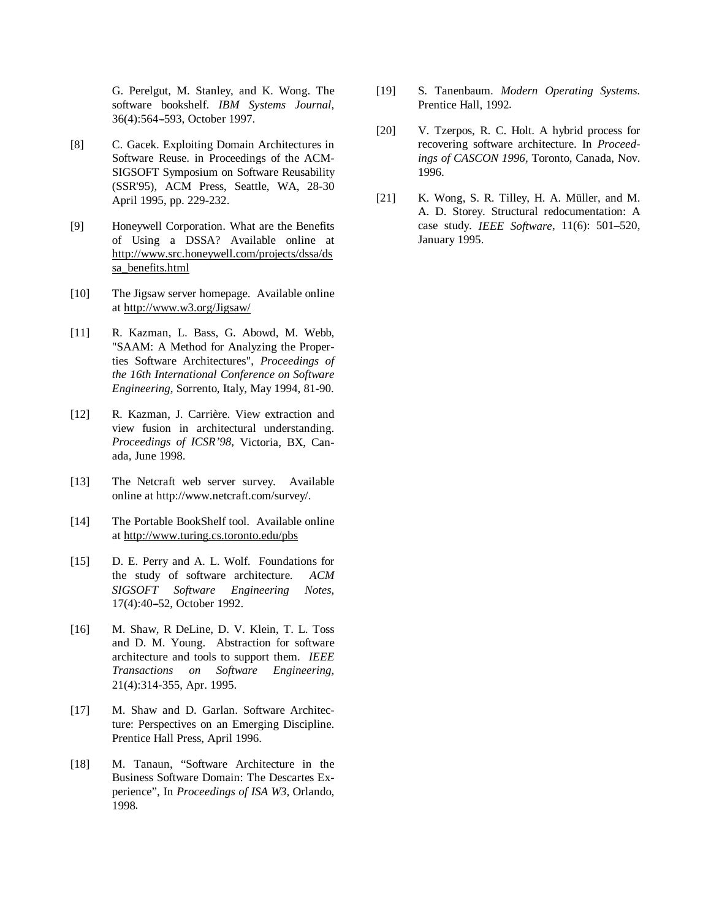G. Perelgut, M. Stanley, and K. Wong. The software bookshelf. *IBM Systems Journal*, 36(4):564–593, October 1997.

[8] C. Gacek. Exploiting Domain Architectures in Software Reuse. in Proceedings of the ACM-SIGSOFT Symposium on Software Reusability (SSR'95), ACM Press, Seattle, WA, 28-30 April 1995, pp. 229-232.

[9] Honeywell Corporation. What are the Benefits of Using a DSSA? Available online at http://www.src.honeywell.com/projects/dssa/dssa_benefits.html

[10] The Jigsaw server homepage. Available online at http://www.w3.org/Jigsaw/

[11] R. Kazman, L. Bass, G. Abowd, M. Webb, "SAAM: A Method for Analyzing the Properties Software Architectures", *Proceedings of the 16th International Conference on Software Engineering*, Sorrento, Italy, May 1994, 81-90.

[12] R. Kazman, J. Carrière. View extraction and view fusion in architectural understanding. *Proceedings of ICSR'98*, Victoria, BX, Canada, June 1998.

[13] The Netcraft web server survey. Available online at http://www.netcraft.com/survey/.

[14] The Portable BookShelf tool. Available online at http://www.turing.cs.toronto.edu/pbs

[15] D. E. Perry and A. L. Wolf. Foundations for the study of software architecture. *ACM SIGSOFT Software Engineering Notes*, 17(4):40–52, October 1992.

[16] M. Shaw, R DeLine, D. V. Klein, T. L. Toss and D. M. Young. Abstraction for software architecture and tools to support them. *IEEE Transactions on Software Engineering,* 21(4):314-355, Apr. 1995.

[17] M. Shaw and D. Garlan. Software Architecture: Perspectives on an Emerging Discipline. Prentice Hall Press, April 1996.

[18] M. Tanaun, "Software Architecture in the Business Software Domain: The Descartes Experience", In *Proceedings of ISA W3,* Orlando, 1998.

[19] S. Tanenbaum. *Modern Operating Systems.* Prentice Hall, 1992.

[20] V. Tzerpos, R. C. Holt. A hybrid process for recovering software architecture. In *Proceedings of CASCON 1996,* Toronto, Canada, Nov. 1996.

[21] K. Wong, S. R. Tilley, H. A. Müller, and M. A. D. Storey. Structural redocumentation: A case study. *IEEE Software*, 11(6): 501–520, January 1995.